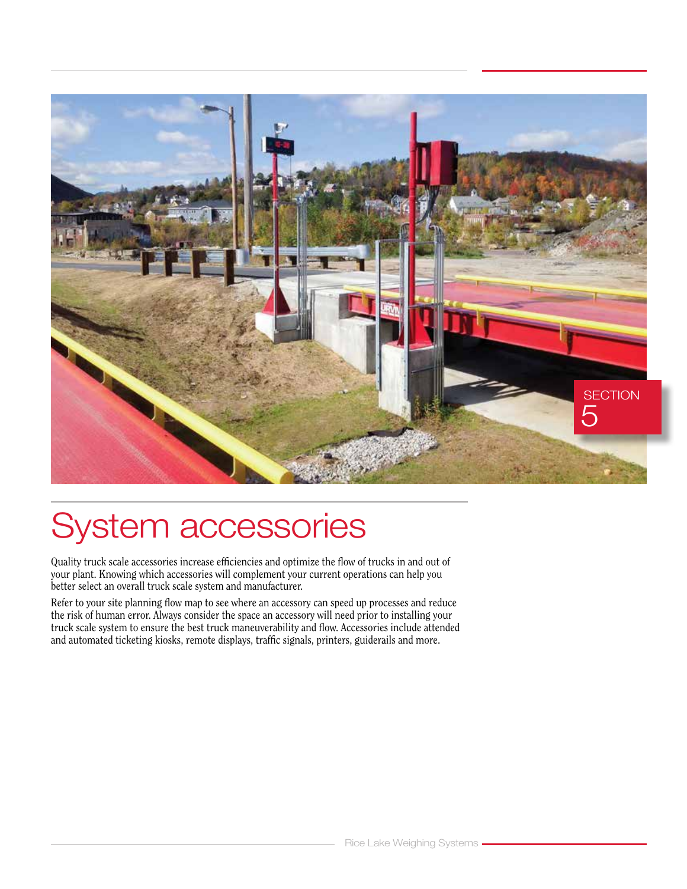SECTION 5

# System accessories

Quality truck scale accessories increase efficiencies and optimize the flow of trucks in and out of your plant. Knowing which accessories will complement your current operations can help you better select an overall truck scale system and manufacturer.

Refer to your site planning flow map to see where an accessory can speed up processes and reduce the risk of human error. Always consider the space an accessory will need prior to installing your truck scale system to ensure the best truck maneuverability and flow. Accessories include attended and automated ticketing kiosks, remote displays, traffic signals, printers, guiderails and more.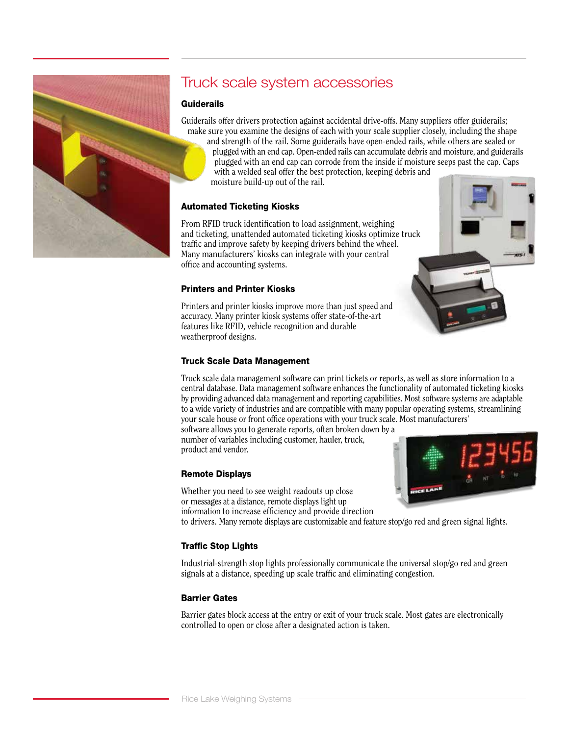# Truck scale system accessories

### Guiderails

Guiderails offer drivers protection against accidental drive-offs. Many suppliers offer guiderails; make sure you examine the designs of each with your scale supplier closely, including the shape and strength of the rail. Some guiderails have open-ended rails, while others are sealed or plugged with an end cap. Open-ended rails can accumulate debris and moisture, and guiderails plugged with an end cap can corrode from the inside if moisture seeps past the cap. Caps with a welded seal offer the best protection, keeping debris and moisture build-up out of the rail.

### Automated Ticketing Kiosks

From RFID truck identification to load assignment, weighing and ticketing, unattended automated ticketing kiosks optimize truck traffic and improve safety by keeping drivers behind the wheel. Many manufacturers' kiosks can integrate with your central office and accounting systems.

### Printers and Printer Kiosks

Printers and printer kiosks improve more than just speed and accuracy. Many printer kiosk systems offer state-of-the-art features like RFID, vehicle recognition and durable weatherproof designs.

### Truck Scale Data Management

Truck scale data management software can print tickets or reports, as well as store information to a central database. Data management software enhances the functionality of automated ticketing kiosks by providing advanced data management and reporting capabilities. Most software systems are adaptable to a wide variety of industries and are compatible with many popular operating systems, streamlining your scale house or front office operations with your truck scale. Most manufacturers' software allows you to generate reports, often broken down by a number of variables including customer, hauler, truck, product and vendor.

### Remote Displays

Whether you need to see weight readouts up close or messages at a distance, remote displays light up information to increase efficiency and provide direction to drivers. Many remote displays are customizable and feature stop/go red and green signal lights.

### Traffic Stop Lights

Industrial-strength stop lights professionally communicate the universal stop/go red and green signals at a distance, speeding up scale traffic and eliminating congestion.

### Barrier Gates

Barrier gates block access at the entry or exit of your truck scale. Most gates are electronically controlled to open or close after a designated action is taken.